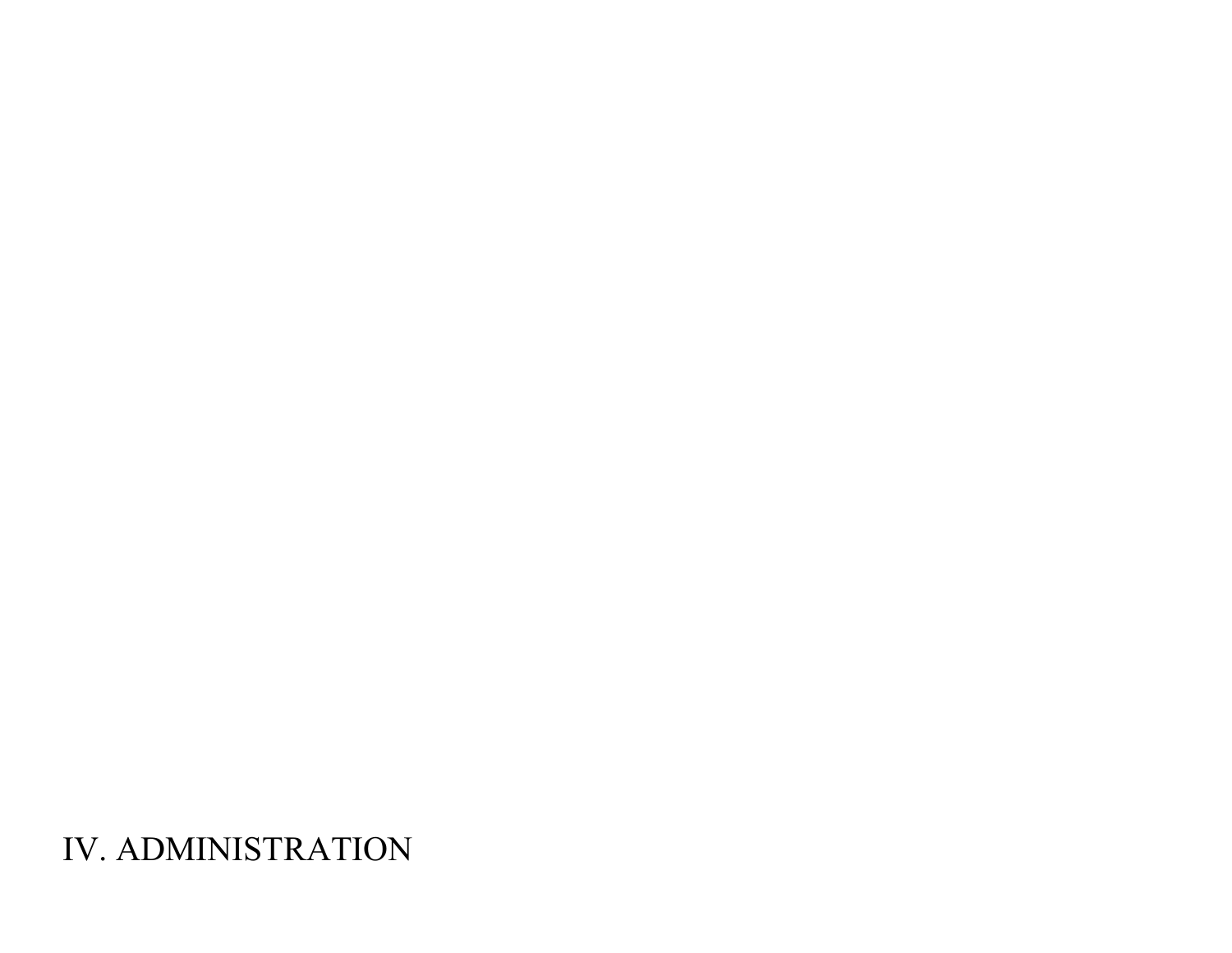# IV. ADMINISTRATION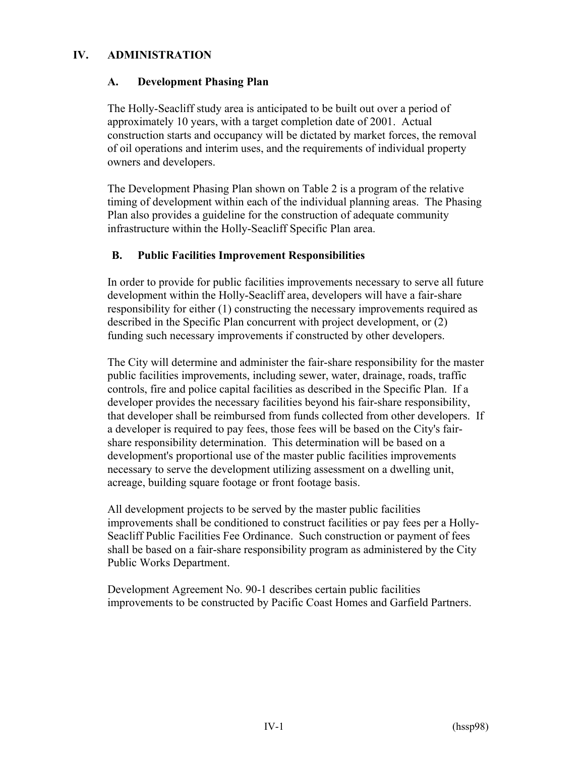# IV. ADMINISTRATION

## A. Development Phasing Plan

The Holly-Seacliff study area is anticipated to be built out over a period of approximately 10 years, with a target completion date of 2001. Actual construction starts and occupancy will be dictated by market forces, the removal of oil operations and interim uses, and the requirements of individual property owners and developers.

The Development Phasing Plan shown on Table 2 is a program of the relative timing of development within each of the individual planning areas. The Phasing Plan also provides a guideline for the construction of adequate community infrastructure within the Holly-Seacliff Specific Plan area.

## B. Public Facilities Improvement Responsibilities

In order to provide for public facilities improvements necessary to serve all future development within the Holly-Seacliff area, developers will have a fair-share responsibility for either (1) constructing the necessary improvements required as described in the Specific Plan concurrent with project development, or (2) funding such necessary improvements if constructed by other developers.

The City will determine and administer the fair-share responsibility for the master public facilities improvements, including sewer, water, drainage, roads, traffic controls, fire and police capital facilities as described in the Specific Plan. If a developer provides the necessary facilities beyond his fair-share responsibility, that developer shall be reimbursed from funds collected from other developers. If a developer is required to pay fees, those fees will be based on the City's fair-share responsibility determination. This determination will be based on a development's proportional use of the master public facilities improvements necessary to serve the development utilizing assessment on a dwelling unit, acreage, building square footage or front footage basis.

All development projects to be served by the master public facilities improvements shall be conditioned to construct facilities or pay fees per a Holly-Seacliff Public Facilities Fee Ordinance. Such construction or payment of fees shall be based on a fair-share responsibility program as administered by the City Public Works Department.

Development Agreement No. 90-1 describes certain public facilities improvements to be constructed by Pacific Coast Homes and Garfield Partners.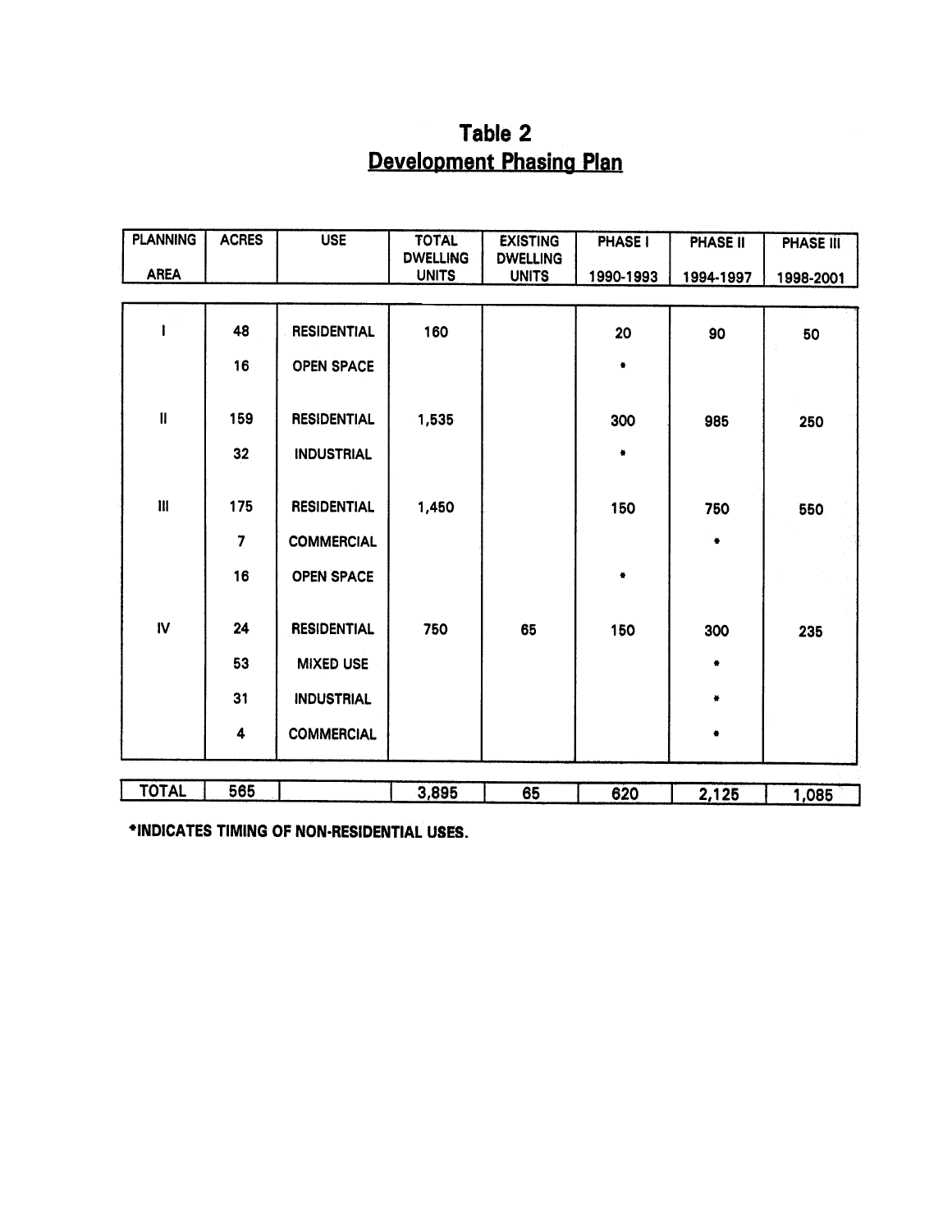# Table 2
## Development Phasing Plan

| PLANNING AREA | ACRES | USE | TOTAL DWELLING UNITS | EXISTING DWELLING UNITS | PHASE I 1990-1993 | PHASE II 1994-1997 | PHASE III 1998-2001 |
|---|---|---|---|---|---|---|---|
| I | 48 | RESIDENTIAL | 160 | | 20 | 90 | 50 |
| | 16 | OPEN SPACE | | | * | | |
| II | 159 | RESIDENTIAL | 1,535 | | 300 | 985 | 250 |
| | 32 | INDUSTRIAL | | | * | | |
| III | 175 | RESIDENTIAL | 1,450 | | 150 | 750 | 550 |
| | 7 | COMMERCIAL | | | | * | |
| | 16 | OPEN SPACE | | | * | | |
| IV | 24 | RESIDENTIAL | 750 | 65 | 150 | 300 | 235 |
| | 53 | MIXED USE | | | | * | |
| | 31 | INDUSTRIAL | | | | * | |
| | 4 | COMMERCIAL | | | | * | |
| TOTAL | 565 | | 3,895 | 65 | 620 | 2,125 | 1,085 |

*INDICATES TIMING OF NON-RESIDENTIAL USES.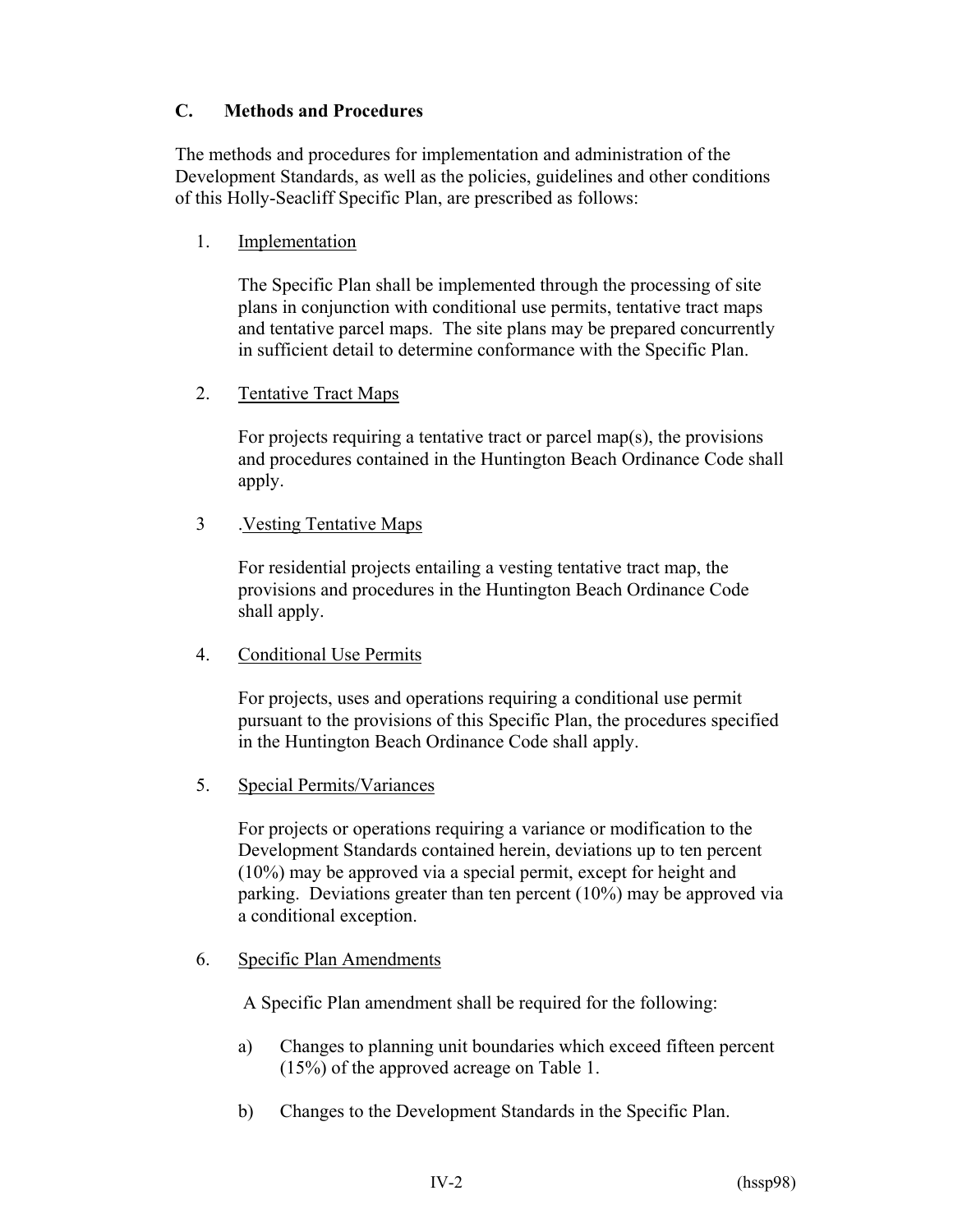## C. Methods and Procedures

The methods and procedures for implementation and administration of the Development Standards, as well as the policies, guidelines and other conditions of this Holly-Seacliff Specific Plan, are prescribed as follows:

1. Implementation

   The Specific Plan shall be implemented through the processing of site plans in conjunction with conditional use permits, tentative tract maps and tentative parcel maps. The site plans may be prepared concurrently in sufficient detail to determine conformance with the Specific Plan.

2. Tentative Tract Maps

   For projects requiring a tentative tract or parcel map(s), the provisions and procedures contained in the Huntington Beach Ordinance Code shall apply.

3. Vesting Tentative Maps

   For residential projects entailing a vesting tentative tract map, the provisions and procedures in the Huntington Beach Ordinance Code shall apply.

4. Conditional Use Permits

   For projects, uses and operations requiring a conditional use permit pursuant to the provisions of this Specific Plan, the procedures specified in the Huntington Beach Ordinance Code shall apply.

5. Special Permits/Variances

   For projects or operations requiring a variance or modification to the Development Standards contained herein, deviations up to ten percent (10%) may be approved via a special permit, except for height and parking. Deviations greater than ten percent (10%) may be approved via a conditional exception.

6. Specific Plan Amendments

   A Specific Plan amendment shall be required for the following:

   a) Changes to planning unit boundaries which exceed fifteen percent (15%) of the approved acreage on Table 1.

   b) Changes to the Development Standards in the Specific Plan.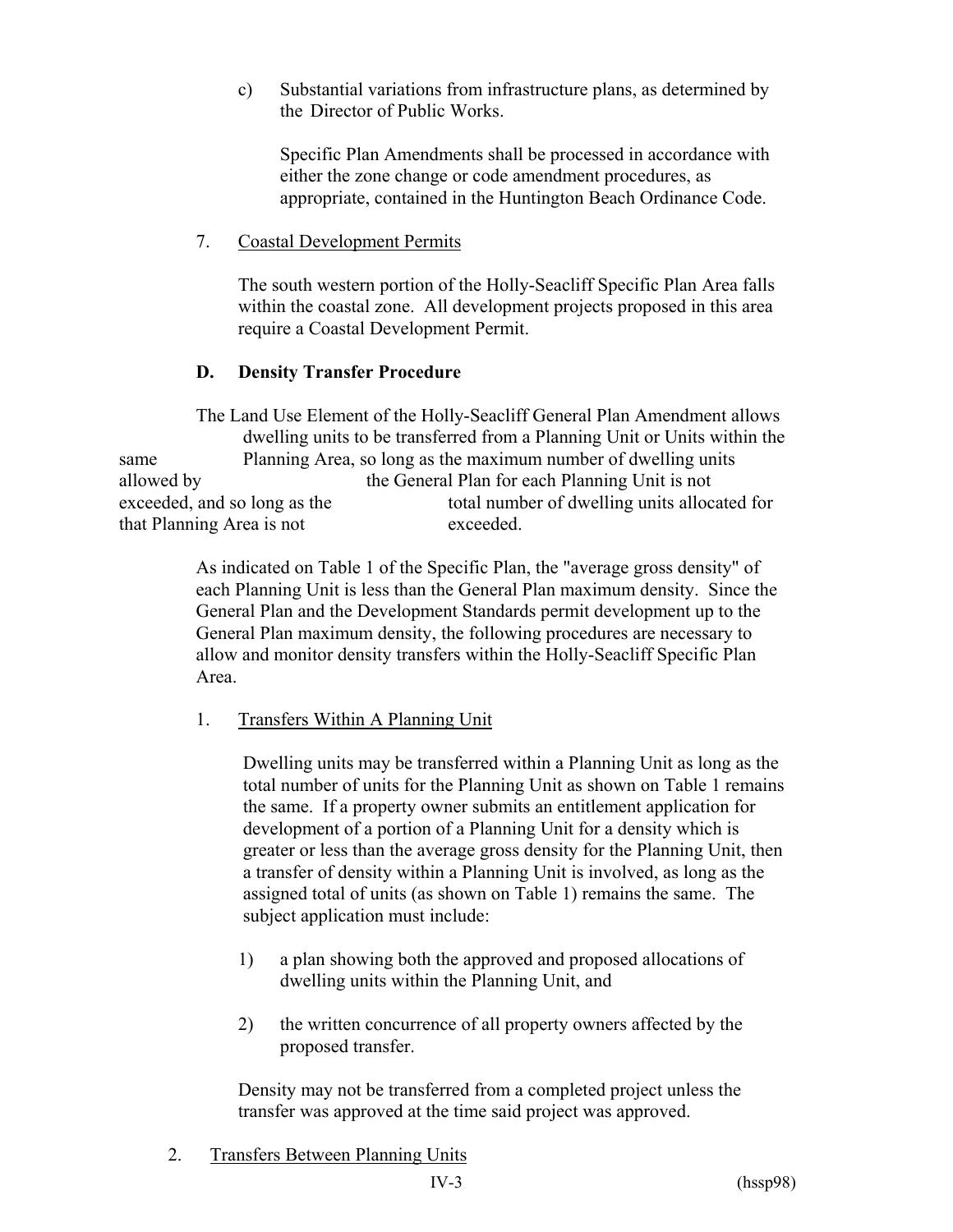c) Substantial variations from infrastructure plans, as determined by the Director of Public Works.

Specific Plan Amendments shall be processed in accordance with either the zone change or code amendment procedures, as appropriate, contained in the Huntington Beach Ordinance Code.

7. Coastal Development Permits

The south western portion of the Holly-Seacliff Specific Plan Area falls within the coastal zone. All development projects proposed in this area require a Coastal Development Permit.

### D. Density Transfer Procedure

The Land Use Element of the Holly-Seacliff General Plan Amendment allows dwelling units to be transferred from a Planning Unit or Units within the same Planning Area, so long as the maximum number of dwelling units allowed by the General Plan for each Planning Unit is not exceeded, and so long as the total number of dwelling units allocated for that Planning Area is not exceeded.

As indicated on Table 1 of the Specific Plan, the "average gross density" of each Planning Unit is less than the General Plan maximum density. Since the General Plan and the Development Standards permit development up to the General Plan maximum density, the following procedures are necessary to allow and monitor density transfers within the Holly-Seacliff Specific Plan Area.

1. Transfers Within A Planning Unit

Dwelling units may be transferred within a Planning Unit as long as the total number of units for the Planning Unit as shown on Table 1 remains the same. If a property owner submits an entitlement application for development of a portion of a Planning Unit for a density which is greater or less than the average gross density for the Planning Unit, then a transfer of density within a Planning Unit is involved, as long as the assigned total of units (as shown on Table 1) remains the same. The subject application must include:

1) a plan showing both the approved and proposed allocations of dwelling units within the Planning Unit, and

2) the written concurrence of all property owners affected by the proposed transfer.

Density may not be transferred from a completed project unless the transfer was approved at the time said project was approved.

2. Transfers Between Planning Units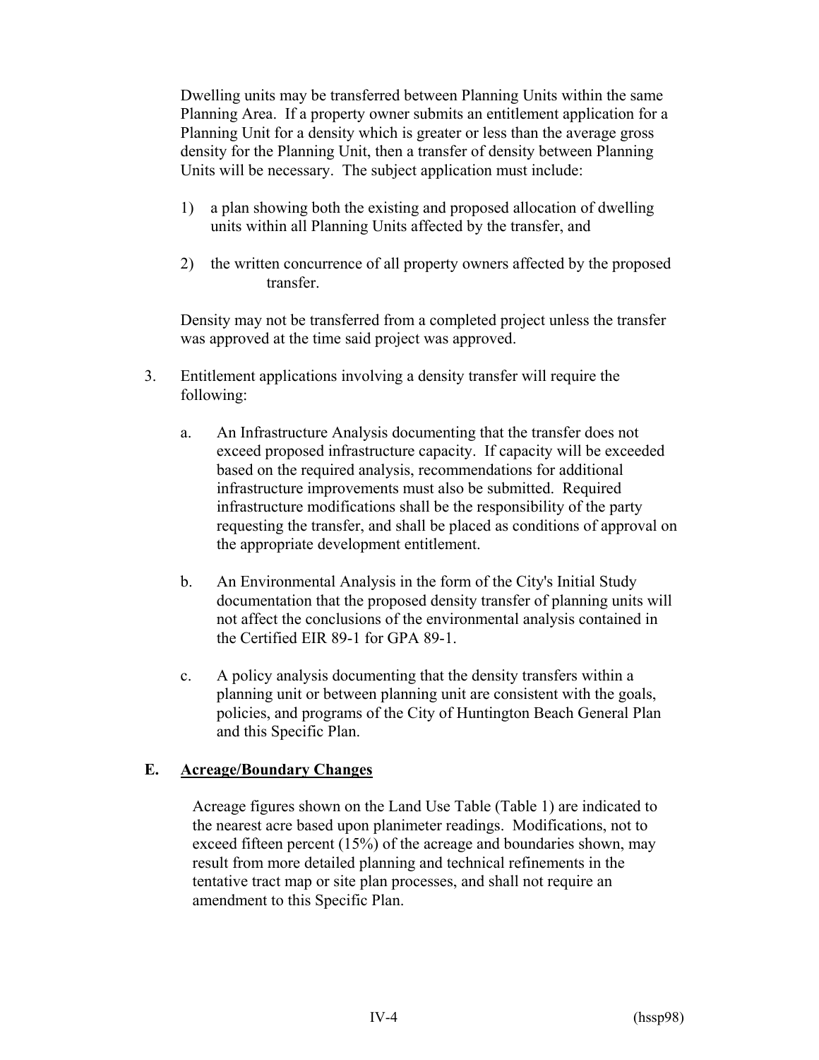Dwelling units may be transferred between Planning Units within the same Planning Area. If a property owner submits an entitlement application for a Planning Unit for a density which is greater or less than the average gross density for the Planning Unit, then a transfer of density between Planning Units will be necessary. The subject application must include:

1) a plan showing both the existing and proposed allocation of dwelling units within all Planning Units affected by the transfer, and

2) the written concurrence of all property owners affected by the proposed transfer.

Density may not be transferred from a completed project unless the transfer was approved at the time said project was approved.

3. Entitlement applications involving a density transfer will require the following:

   a. An Infrastructure Analysis documenting that the transfer does not exceed proposed infrastructure capacity. If capacity will be exceeded based on the required analysis, recommendations for additional infrastructure improvements must also be submitted. Required infrastructure modifications shall be the responsibility of the party requesting the transfer, and shall be placed as conditions of approval on the appropriate development entitlement.

   b. An Environmental Analysis in the form of the City's Initial Study documentation that the proposed density transfer of planning units will not affect the conclusions of the environmental analysis contained in the Certified EIR 89-1 for GPA 89-1.

   c. A policy analysis documenting that the density transfers within a planning unit or between planning unit are consistent with the goals, policies, and programs of the City of Huntington Beach General Plan and this Specific Plan.

## E. Acreage/Boundary Changes

Acreage figures shown on the Land Use Table (Table 1) are indicated to the nearest acre based upon planimeter readings. Modifications, not to exceed fifteen percent (15%) of the acreage and boundaries shown, may result from more detailed planning and technical refinements in the tentative tract map or site plan processes, and shall not require an amendment to this Specific Plan.